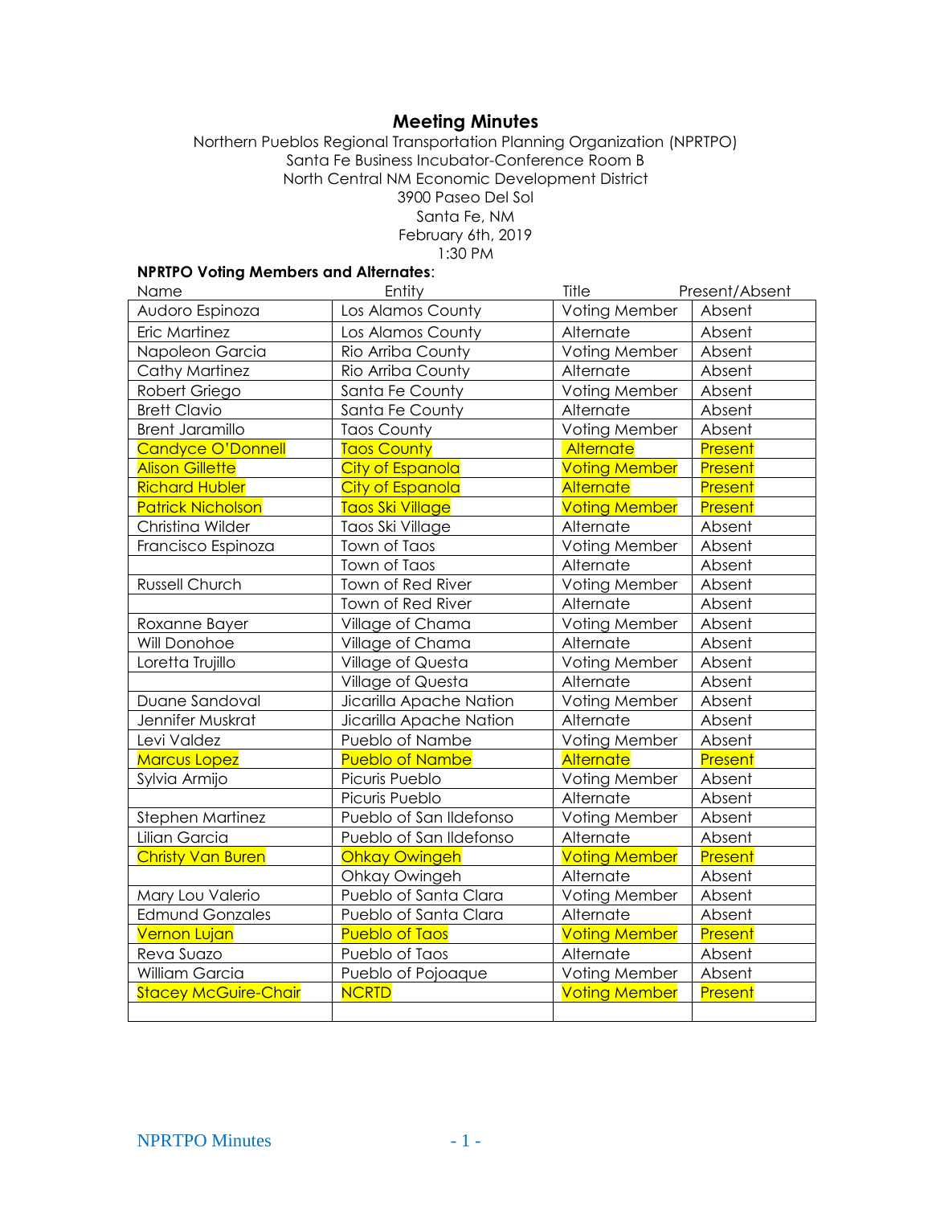# Meeting Minutes

Northern Pueblos Regional Transportation Planning Organization (NPRTPO)
Santa Fe Business Incubator-Conference Room B
North Central NM Economic Development District
3900 Paseo Del Sol
Santa Fe, NM
February 6th, 2019
1:30 PM

**NPRTPO Voting Members and Alternates**:

| Name | Entity | Title | Present/Absent |
|---|---|---|---|
| Audoro Espinoza | Los Alamos County | Voting Member | Absent |
| Eric Martinez | Los Alamos County | Alternate | Absent |
| Napoleon Garcia | Rio Arriba County | Voting Member | Absent |
| Cathy Martinez | Rio Arriba County | Alternate | Absent |
| Robert Griego | Santa Fe County | Voting Member | Absent |
| Brett Clavio | Santa Fe County | Alternate | Absent |
| Brent Jaramillo | Taos County | Voting Member | Absent |
| Candyce O'Donnell | Taos County | Alternate | Present |
| Alison Gillette | City of Espanola | Voting Member | Present |
| Richard Hubler | City of Espanola | Alternate | Present |
| Patrick Nicholson | Taos Ski Village | Voting Member | Present |
| Christina Wilder | Taos Ski Village | Alternate | Absent |
| Francisco Espinoza | Town of Taos | Voting Member | Absent |
| | Town of Taos | Alternate | Absent |
| Russell Church | Town of Red River | Voting Member | Absent |
| | Town of Red River | Alternate | Absent |
| Roxanne Bayer | Village of Chama | Voting Member | Absent |
| Will Donohoe | Village of Chama | Alternate | Absent |
| Loretta Trujillo | Village of Questa | Voting Member | Absent |
| | Village of Questa | Alternate | Absent |
| Duane Sandoval | Jicarilla Apache Nation | Voting Member | Absent |
| Jennifer Muskrat | Jicarilla Apache Nation | Alternate | Absent |
| Levi Valdez | Pueblo of Nambe | Voting Member | Absent |
| Marcus Lopez | Pueblo of Nambe | Alternate | Present |
| Sylvia Armijo | Picuris Pueblo | Voting Member | Absent |
| | Picuris Pueblo | Alternate | Absent |
| Stephen Martinez | Pueblo of San Ildefonso | Voting Member | Absent |
| Lilian Garcia | Pueblo of San Ildefonso | Alternate | Absent |
| Christy Van Buren | Ohkay Owingeh | Voting Member | Present |
| | Ohkay Owingeh | Alternate | Absent |
| Mary Lou Valerio | Pueblo of Santa Clara | Voting Member | Absent |
| Edmund Gonzales | Pueblo of Santa Clara | Alternate | Absent |
| Vernon Lujan | Pueblo of Taos | Voting Member | Present |
| Reva Suazo | Pueblo of Taos | Alternate | Absent |
| William Garcia | Pueblo of Pojoaque | Voting Member | Absent |
| Stacey McGuire-Chair | NCRTD | Voting Member | Present |
| | | | |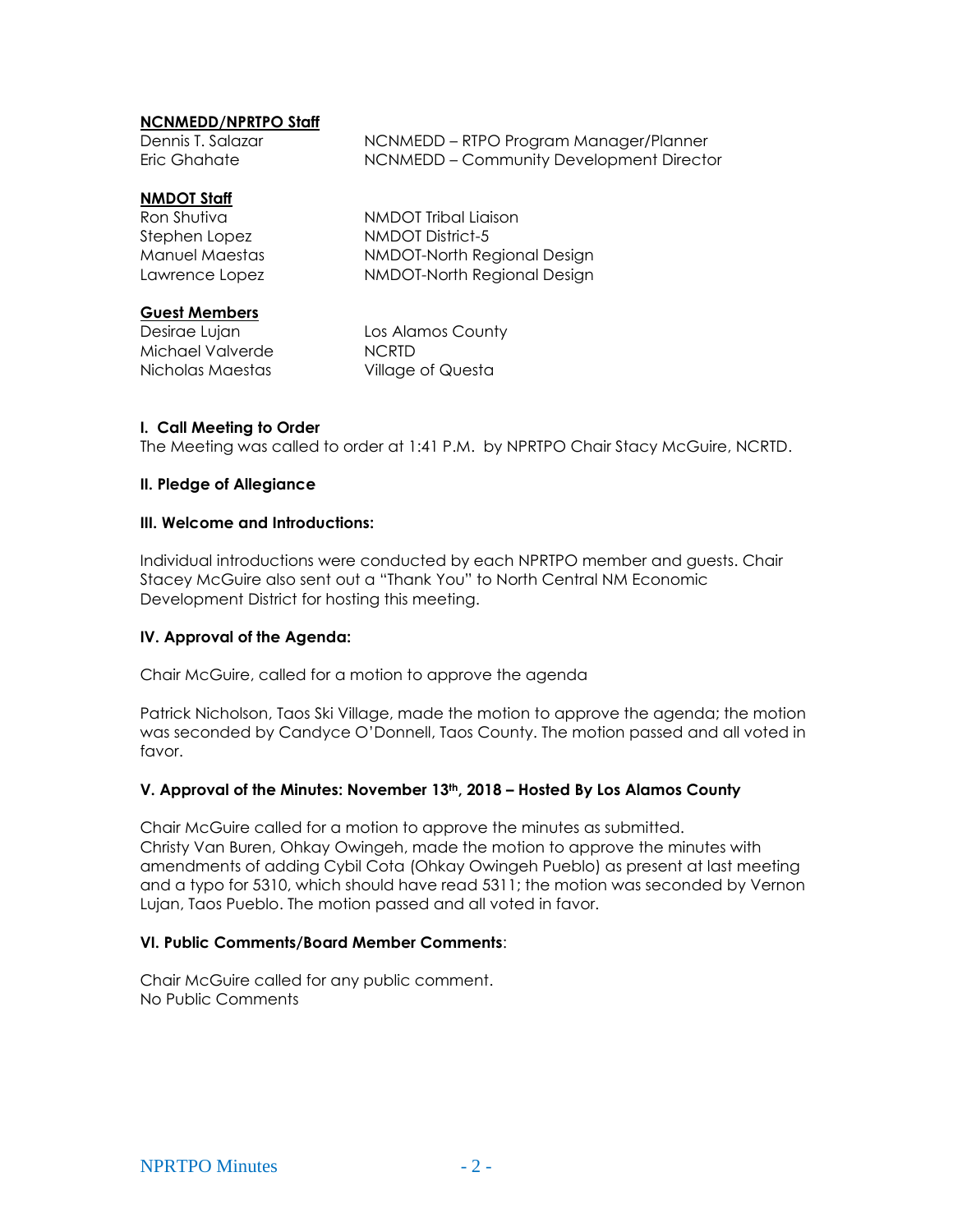**NCNMEDD/NPRTPO Staff**

| | |
|---|---|
| Dennis T. Salazar | NCNMEDD – RTPO Program Manager/Planner |
| Eric Ghahate | NCNMEDD – Community Development Director |

**NMDOT Staff**

| | |
|---|---|
| Ron Shutiva | NMDOT Tribal Liaison |
| Stephen Lopez | NMDOT District-5 |
| Manuel Maestas | NMDOT-North Regional Design |
| Lawrence Lopez | NMDOT-North Regional Design |

**Guest Members**

| | |
|---|---|
| Desirae Lujan | Los Alamos County |
| Michael Valverde | NCRTD |
| Nicholas Maestas | Village of Questa |

#### I. Call Meeting to Order

The Meeting was called to order at 1:41 P.M. by NPRTPO Chair Stacy McGuire, NCRTD.

#### II. Pledge of Allegiance

#### III. Welcome and Introductions:

Individual introductions were conducted by each NPRTPO member and guests. Chair Stacey McGuire also sent out a "Thank You" to North Central NM Economic Development District for hosting this meeting.

#### IV. Approval of the Agenda:

Chair McGuire, called for a motion to approve the agenda

Patrick Nicholson, Taos Ski Village, made the motion to approve the agenda; the motion was seconded by Candyce O'Donnell, Taos County. The motion passed and all voted in favor.

#### V. Approval of the Minutes: November 13th, 2018 – Hosted By Los Alamos County

Chair McGuire called for a motion to approve the minutes as submitted.
Christy Van Buren, Ohkay Owingeh, made the motion to approve the minutes with amendments of adding Cybil Cota (Ohkay Owingeh Pueblo) as present at last meeting and a typo for 5310, which should have read 5311; the motion was seconded by Vernon Lujan, Taos Pueblo. The motion passed and all voted in favor.

#### VI. Public Comments/Board Member Comments:

Chair McGuire called for any public comment.
No Public Comments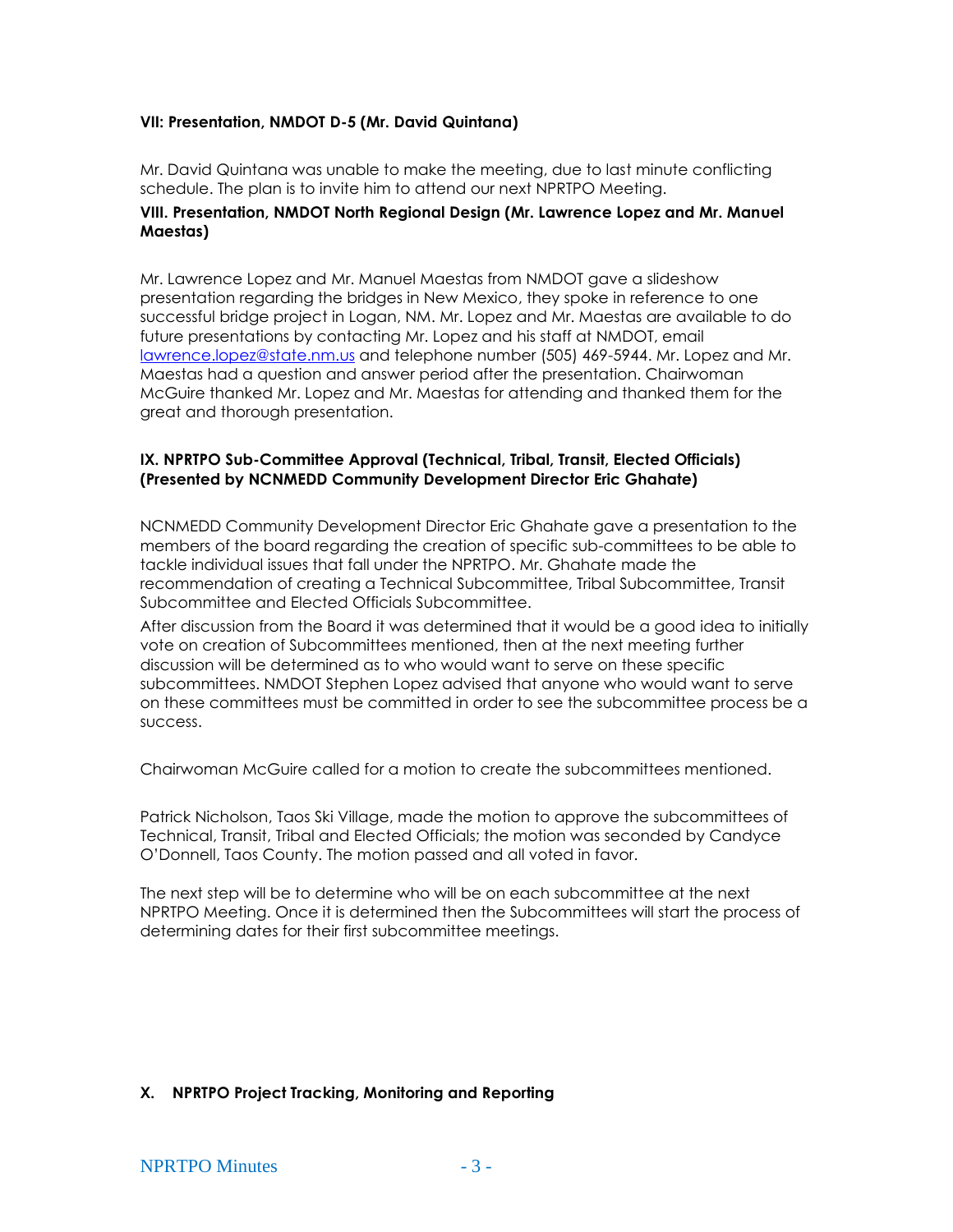**VII: Presentation, NMDOT D-5 (Mr. David Quintana)**

Mr. David Quintana was unable to make the meeting, due to last minute conflicting schedule. The plan is to invite him to attend our next NPRTPO Meeting.

**VIII. Presentation, NMDOT North Regional Design (Mr. Lawrence Lopez and Mr. Manuel Maestas)**

Mr. Lawrence Lopez and Mr. Manuel Maestas from NMDOT gave a slideshow presentation regarding the bridges in New Mexico, they spoke in reference to one successful bridge project in Logan, NM. Mr. Lopez and Mr. Maestas are available to do future presentations by contacting Mr. Lopez and his staff at NMDOT, email lawrence.lopez@state.nm.us and telephone number (505) 469-5944. Mr. Lopez and Mr. Maestas had a question and answer period after the presentation. Chairwoman McGuire thanked Mr. Lopez and Mr. Maestas for attending and thanked them for the great and thorough presentation.

**IX. NPRTPO Sub-Committee Approval (Technical, Tribal, Transit, Elected Officials) (Presented by NCNMEDD Community Development Director Eric Ghahate)**

NCNMEDD Community Development Director Eric Ghahate gave a presentation to the members of the board regarding the creation of specific sub-committees to be able to tackle individual issues that fall under the NPRTPO. Mr. Ghahate made the recommendation of creating a Technical Subcommittee, Tribal Subcommittee, Transit Subcommittee and Elected Officials Subcommittee.

After discussion from the Board it was determined that it would be a good idea to initially vote on creation of Subcommittees mentioned, then at the next meeting further discussion will be determined as to who would want to serve on these specific subcommittees. NMDOT Stephen Lopez advised that anyone who would want to serve on these committees must be committed in order to see the subcommittee process be a success.

Chairwoman McGuire called for a motion to create the subcommittees mentioned.

Patrick Nicholson, Taos Ski Village, made the motion to approve the subcommittees of Technical, Transit, Tribal and Elected Officials; the motion was seconded by Candyce O'Donnell, Taos County. The motion passed and all voted in favor.

The next step will be to determine who will be on each subcommittee at the next NPRTPO Meeting. Once it is determined then the Subcommittees will start the process of determining dates for their first subcommittee meetings.

**X. NPRTPO Project Tracking, Monitoring and Reporting**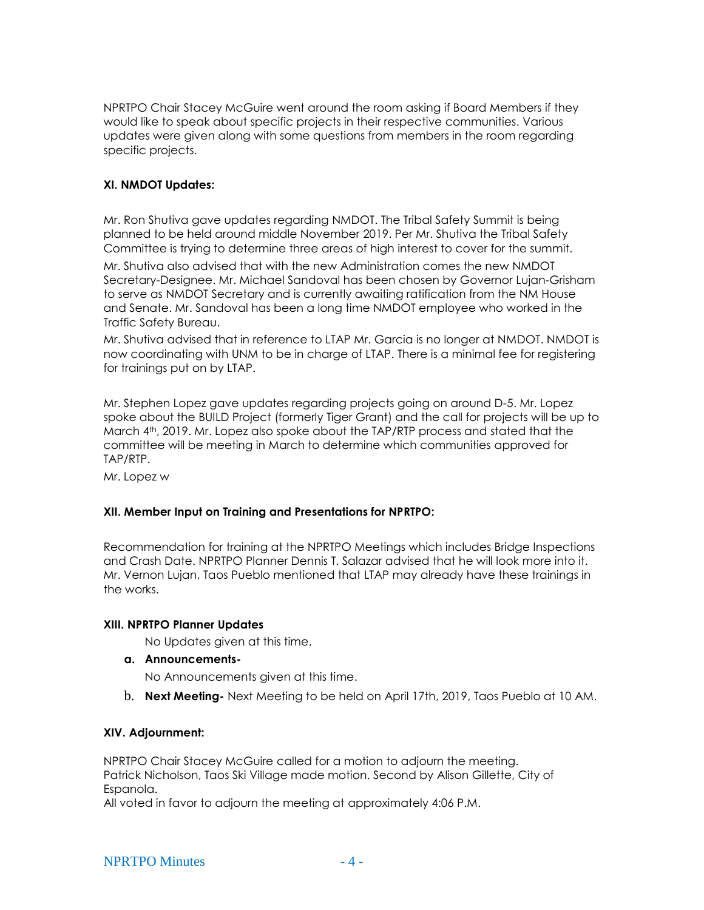NPRTPO Chair Stacey McGuire went around the room asking if Board Members if they would like to speak about specific projects in their respective communities. Various updates were given along with some questions from members in the room regarding specific projects.

**XI. NMDOT Updates:**

Mr. Ron Shutiva gave updates regarding NMDOT. The Tribal Safety Summit is being planned to be held around middle November 2019. Per Mr. Shutiva the Tribal Safety Committee is trying to determine three areas of high interest to cover for the summit.

Mr. Shutiva also advised that with the new Administration comes the new NMDOT Secretary-Designee. Mr. Michael Sandoval has been chosen by Governor Lujan-Grisham to serve as NMDOT Secretary and is currently awaiting ratification from the NM House and Senate. Mr. Sandoval has been a long time NMDOT employee who worked in the Traffic Safety Bureau.

Mr. Shutiva advised that in reference to LTAP Mr. Garcia is no longer at NMDOT. NMDOT is now coordinating with UNM to be in charge of LTAP. There is a minimal fee for registering for trainings put on by LTAP.

Mr. Stephen Lopez gave updates regarding projects going on around D-5. Mr. Lopez spoke about the BUILD Project (formerly Tiger Grant) and the call for projects will be up to March 4th, 2019. Mr. Lopez also spoke about the TAP/RTP process and stated that the committee will be meeting in March to determine which communities approved for TAP/RTP.

Mr. Lopez w

**XII. Member Input on Training and Presentations for NPRTPO:**

Recommendation for training at the NPRTPO Meetings which includes Bridge Inspections and Crash Date. NPRTPO Planner Dennis T. Salazar advised that he will look more into it. Mr. Vernon Lujan, Taos Pueblo mentioned that LTAP may already have these trainings in the works.

**XIII. NPRTPO Planner Updates**

No Updates given at this time.

a. **Announcements-**

No Announcements given at this time.

b. **Next Meeting-** Next Meeting to be held on April 17th, 2019, Taos Pueblo at 10 AM.

**XIV. Adjournment:**

NPRTPO Chair Stacey McGuire called for a motion to adjourn the meeting.
Patrick Nicholson, Taos Ski Village made motion. Second by Alison Gillette, City of Espanola.
All voted in favor to adjourn the meeting at approximately 4:06 P.M.